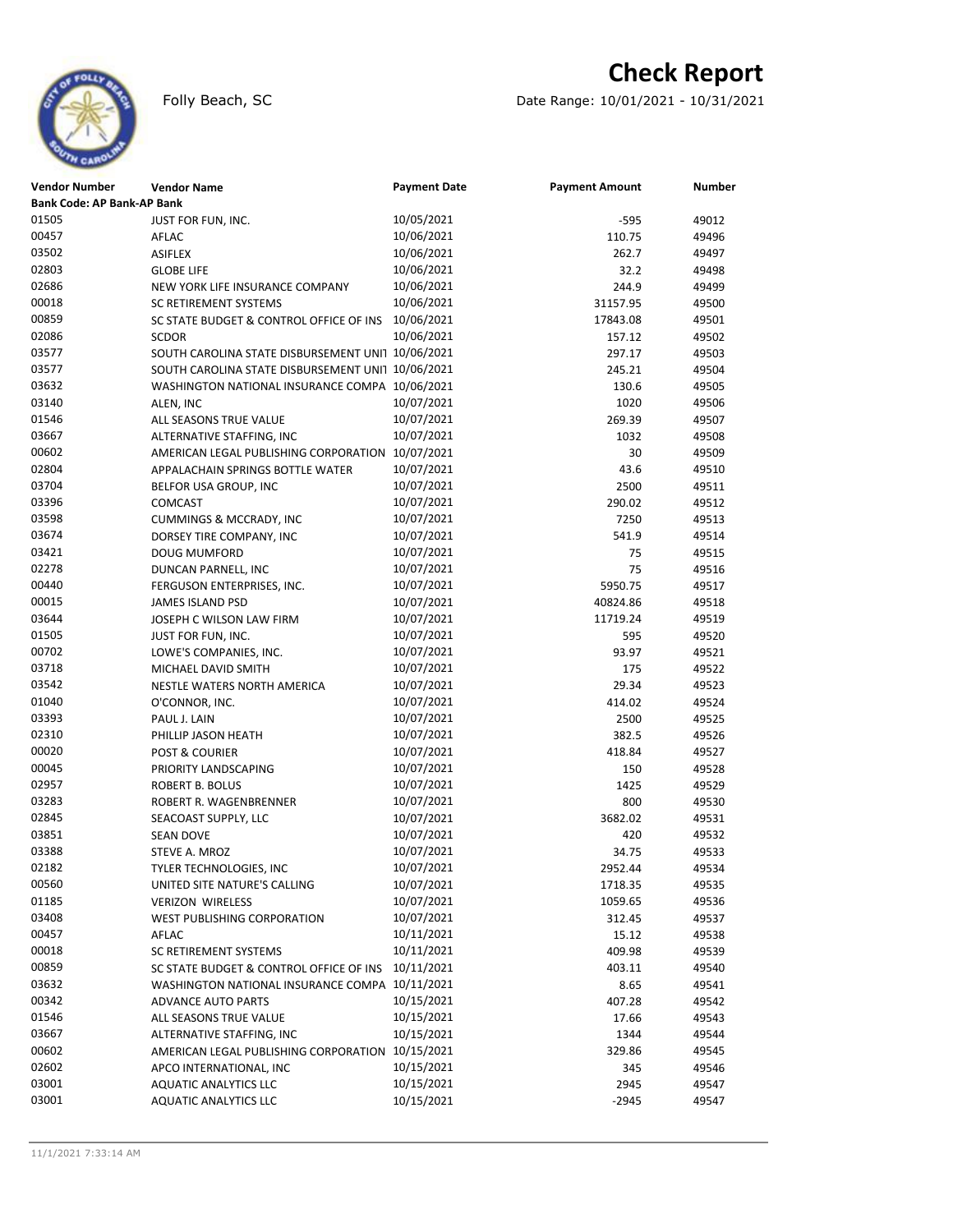# Check Report

Folly Beach, SC

Date Range: 10/01/2021 - 10/31/2021

| Vendor Number | Vendor Name | Payment Date | Payment Amount | Number |
|---|---|---|---|---|
| **Bank Code: AP Bank-AP Bank** | | | | |
| 01505 | JUST FOR FUN, INC. | 10/05/2021 | -595 | 49012 |
| 00457 | AFLAC | 10/06/2021 | 110.75 | 49496 |
| 03502 | ASIFLEX | 10/06/2021 | 262.7 | 49497 |
| 02803 | GLOBE LIFE | 10/06/2021 | 32.2 | 49498 |
| 02686 | NEW YORK LIFE INSURANCE COMPANY | 10/06/2021 | 244.9 | 49499 |
| 00018 | SC RETIREMENT SYSTEMS | 10/06/2021 | 31157.95 | 49500 |
| 00859 | SC STATE BUDGET & CONTROL OFFICE OF INS | 10/06/2021 | 17843.08 | 49501 |
| 02086 | SCDOR | 10/06/2021 | 157.12 | 49502 |
| 03577 | SOUTH CAROLINA STATE DISBURSEMENT UNIT | 10/06/2021 | 297.17 | 49503 |
| 03577 | SOUTH CAROLINA STATE DISBURSEMENT UNIT | 10/06/2021 | 245.21 | 49504 |
| 03632 | WASHINGTON NATIONAL INSURANCE COMPA | 10/06/2021 | 130.6 | 49505 |
| 03140 | ALEN, INC | 10/07/2021 | 1020 | 49506 |
| 01546 | ALL SEASONS TRUE VALUE | 10/07/2021 | 269.39 | 49507 |
| 03667 | ALTERNATIVE STAFFING, INC | 10/07/2021 | 1032 | 49508 |
| 00602 | AMERICAN LEGAL PUBLISHING CORPORATION | 10/07/2021 | 30 | 49509 |
| 02804 | APPALACHAIN SPRINGS BOTTLE WATER | 10/07/2021 | 43.6 | 49510 |
| 03704 | BELFOR USA GROUP, INC | 10/07/2021 | 2500 | 49511 |
| 03396 | COMCAST | 10/07/2021 | 290.02 | 49512 |
| 03598 | CUMMINGS & MCCRADY, INC | 10/07/2021 | 7250 | 49513 |
| 03674 | DORSEY TIRE COMPANY, INC | 10/07/2021 | 541.9 | 49514 |
| 03421 | DOUG MUMFORD | 10/07/2021 | 75 | 49515 |
| 02278 | DUNCAN PARNELL, INC | 10/07/2021 | 75 | 49516 |
| 00440 | FERGUSON ENTERPRISES, INC. | 10/07/2021 | 5950.75 | 49517 |
| 00015 | JAMES ISLAND PSD | 10/07/2021 | 40824.86 | 49518 |
| 03644 | JOSEPH C WILSON LAW FIRM | 10/07/2021 | 11719.24 | 49519 |
| 01505 | JUST FOR FUN, INC. | 10/07/2021 | 595 | 49520 |
| 00702 | LOWE'S COMPANIES, INC. | 10/07/2021 | 93.97 | 49521 |
| 03718 | MICHAEL DAVID SMITH | 10/07/2021 | 175 | 49522 |
| 03542 | NESTLE WATERS NORTH AMERICA | 10/07/2021 | 29.34 | 49523 |
| 01040 | O'CONNOR, INC. | 10/07/2021 | 414.02 | 49524 |
| 03393 | PAUL J. LAIN | 10/07/2021 | 2500 | 49525 |
| 02310 | PHILLIP JASON HEATH | 10/07/2021 | 382.5 | 49526 |
| 00020 | POST & COURIER | 10/07/2021 | 418.84 | 49527 |
| 00045 | PRIORITY LANDSCAPING | 10/07/2021 | 150 | 49528 |
| 02957 | ROBERT B. BOLUS | 10/07/2021 | 1425 | 49529 |
| 03283 | ROBERT R. WAGENBRENNER | 10/07/2021 | 800 | 49530 |
| 02845 | SEACOAST SUPPLY, LLC | 10/07/2021 | 3682.02 | 49531 |
| 03851 | SEAN DOVE | 10/07/2021 | 420 | 49532 |
| 03388 | STEVE A. MROZ | 10/07/2021 | 34.75 | 49533 |
| 02182 | TYLER TECHNOLOGIES, INC | 10/07/2021 | 2952.44 | 49534 |
| 00560 | UNITED SITE NATURE'S CALLING | 10/07/2021 | 1718.35 | 49535 |
| 01185 | VERIZON WIRELESS | 10/07/2021 | 1059.65 | 49536 |
| 03408 | WEST PUBLISHING CORPORATION | 10/07/2021 | 312.45 | 49537 |
| 00457 | AFLAC | 10/11/2021 | 15.12 | 49538 |
| 00018 | SC RETIREMENT SYSTEMS | 10/11/2021 | 409.98 | 49539 |
| 00859 | SC STATE BUDGET & CONTROL OFFICE OF INS | 10/11/2021 | 403.11 | 49540 |
| 03632 | WASHINGTON NATIONAL INSURANCE COMPA | 10/11/2021 | 8.65 | 49541 |
| 00342 | ADVANCE AUTO PARTS | 10/15/2021 | 407.28 | 49542 |
| 01546 | ALL SEASONS TRUE VALUE | 10/15/2021 | 17.66 | 49543 |
| 03667 | ALTERNATIVE STAFFING, INC | 10/15/2021 | 1344 | 49544 |
| 00602 | AMERICAN LEGAL PUBLISHING CORPORATION | 10/15/2021 | 329.86 | 49545 |
| 02602 | APCO INTERNATIONAL, INC | 10/15/2021 | 345 | 49546 |
| 03001 | AQUATIC ANALYTICS LLC | 10/15/2021 | 2945 | 49547 |
| 03001 | AQUATIC ANALYTICS LLC | 10/15/2021 | -2945 | 49547 |

11/1/2021 7:33:14 AM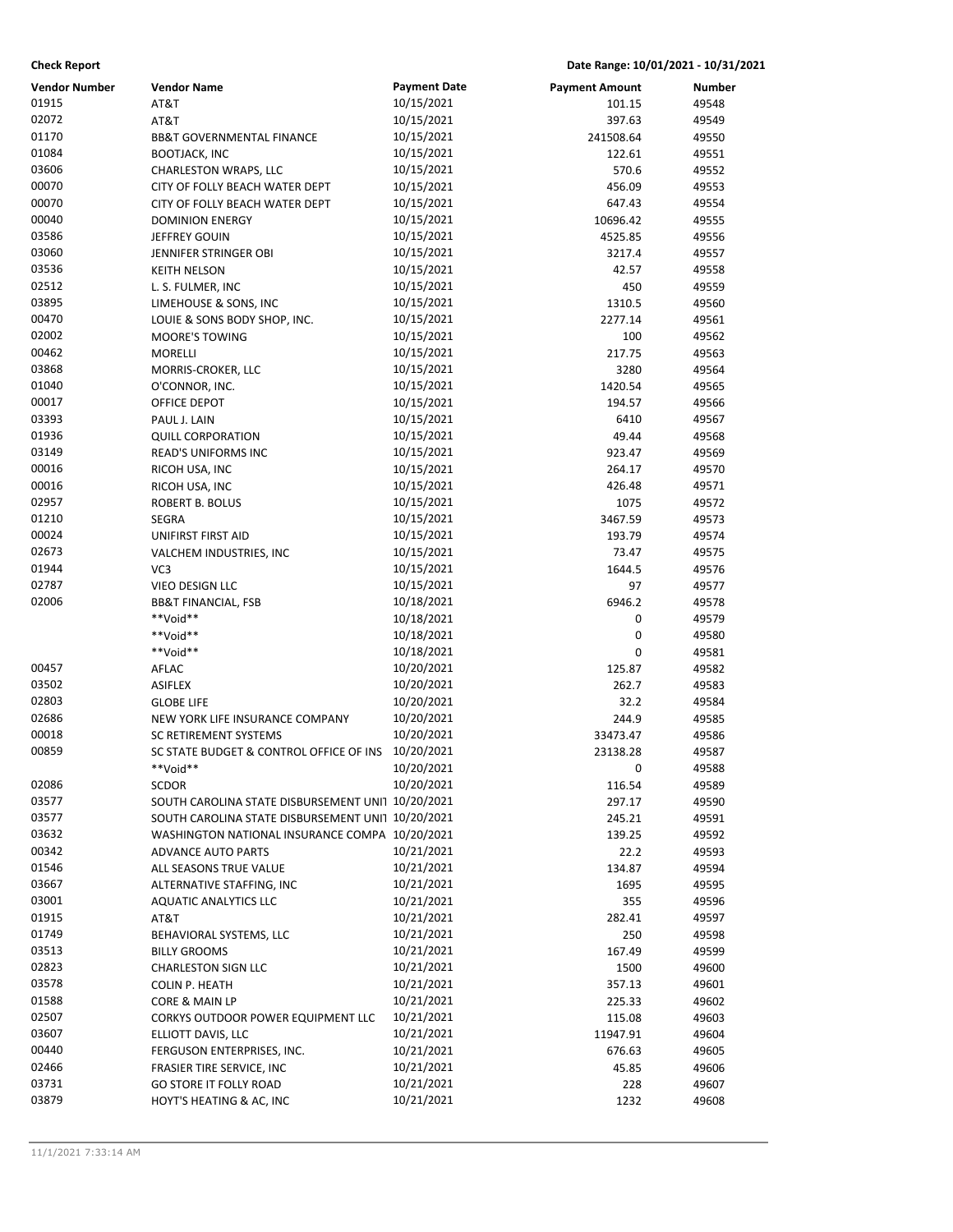**Check Report** | **Date Range: 10/01/2021 - 10/31/2021**

| Vendor Number | Vendor Name | Payment Date | Payment Amount | Number |
|---|---|---|---|---|
| 01915 | AT&T | 10/15/2021 | 101.15 | 49548 |
| 02072 | AT&T | 10/15/2021 | 397.63 | 49549 |
| 01170 | BB&T GOVERNMENTAL FINANCE | 10/15/2021 | 241508.64 | 49550 |
| 01084 | BOOTJACK, INC | 10/15/2021 | 122.61 | 49551 |
| 03606 | CHARLESTON WRAPS, LLC | 10/15/2021 | 570.6 | 49552 |
| 00070 | CITY OF FOLLY BEACH WATER DEPT | 10/15/2021 | 456.09 | 49553 |
| 00070 | CITY OF FOLLY BEACH WATER DEPT | 10/15/2021 | 647.43 | 49554 |
| 00040 | DOMINION ENERGY | 10/15/2021 | 10696.42 | 49555 |
| 03586 | JEFFREY GOUIN | 10/15/2021 | 4525.85 | 49556 |
| 03060 | JENNIFER STRINGER OBI | 10/15/2021 | 3217.4 | 49557 |
| 03536 | KEITH NELSON | 10/15/2021 | 42.57 | 49558 |
| 02512 | L. S. FULMER, INC | 10/15/2021 | 450 | 49559 |
| 03895 | LIMEHOUSE & SONS, INC | 10/15/2021 | 1310.5 | 49560 |
| 00470 | LOUIE & SONS BODY SHOP, INC. | 10/15/2021 | 2277.14 | 49561 |
| 02002 | MOORE'S TOWING | 10/15/2021 | 100 | 49562 |
| 00462 | MORELLI | 10/15/2021 | 217.75 | 49563 |
| 03868 | MORRIS-CROKER, LLC | 10/15/2021 | 3280 | 49564 |
| 01040 | O'CONNOR, INC. | 10/15/2021 | 1420.54 | 49565 |
| 00017 | OFFICE DEPOT | 10/15/2021 | 194.57 | 49566 |
| 03393 | PAUL J. LAIN | 10/15/2021 | 6410 | 49567 |
| 01936 | QUILL CORPORATION | 10/15/2021 | 49.44 | 49568 |
| 03149 | READ'S UNIFORMS INC | 10/15/2021 | 923.47 | 49569 |
| 00016 | RICOH USA, INC | 10/15/2021 | 264.17 | 49570 |
| 00016 | RICOH USA, INC | 10/15/2021 | 426.48 | 49571 |
| 02957 | ROBERT B. BOLUS | 10/15/2021 | 1075 | 49572 |
| 01210 | SEGRA | 10/15/2021 | 3467.59 | 49573 |
| 00024 | UNIFIRST FIRST AID | 10/15/2021 | 193.79 | 49574 |
| 02673 | VALCHEM INDUSTRIES, INC | 10/15/2021 | 73.47 | 49575 |
| 01944 | VC3 | 10/15/2021 | 1644.5 | 49576 |
| 02787 | VIEO DESIGN LLC | 10/15/2021 | 97 | 49577 |
| 02006 | BB&T FINANCIAL, FSB | 10/18/2021 | 6946.2 | 49578 |
| | **Void** | 10/18/2021 | 0 | 49579 |
| | **Void** | 10/18/2021 | 0 | 49580 |
| | **Void** | 10/18/2021 | 0 | 49581 |
| 00457 | AFLAC | 10/20/2021 | 125.87 | 49582 |
| 03502 | ASIFLEX | 10/20/2021 | 262.7 | 49583 |
| 02803 | GLOBE LIFE | 10/20/2021 | 32.2 | 49584 |
| 02686 | NEW YORK LIFE INSURANCE COMPANY | 10/20/2021 | 244.9 | 49585 |
| 00018 | SC RETIREMENT SYSTEMS | 10/20/2021 | 33473.47 | 49586 |
| 00859 | SC STATE BUDGET & CONTROL OFFICE OF INS | 10/20/2021 | 23138.28 | 49587 |
| | **Void** | 10/20/2021 | 0 | 49588 |
| 02086 | SCDOR | 10/20/2021 | 116.54 | 49589 |
| 03577 | SOUTH CAROLINA STATE DISBURSEMENT UNIT | 10/20/2021 | 297.17 | 49590 |
| 03577 | SOUTH CAROLINA STATE DISBURSEMENT UNIT | 10/20/2021 | 245.21 | 49591 |
| 03632 | WASHINGTON NATIONAL INSURANCE COMPA | 10/20/2021 | 139.25 | 49592 |
| 00342 | ADVANCE AUTO PARTS | 10/21/2021 | 22.2 | 49593 |
| 01546 | ALL SEASONS TRUE VALUE | 10/21/2021 | 134.87 | 49594 |
| 03667 | ALTERNATIVE STAFFING, INC | 10/21/2021 | 1695 | 49595 |
| 03001 | AQUATIC ANALYTICS LLC | 10/21/2021 | 355 | 49596 |
| 01915 | AT&T | 10/21/2021 | 282.41 | 49597 |
| 01749 | BEHAVIORAL SYSTEMS, LLC | 10/21/2021 | 250 | 49598 |
| 03513 | BILLY GROOMS | 10/21/2021 | 167.49 | 49599 |
| 02823 | CHARLESTON SIGN LLC | 10/21/2021 | 1500 | 49600 |
| 03578 | COLIN P. HEATH | 10/21/2021 | 357.13 | 49601 |
| 01588 | CORE & MAIN LP | 10/21/2021 | 225.33 | 49602 |
| 02507 | CORKYS OUTDOOR POWER EQUIPMENT LLC | 10/21/2021 | 115.08 | 49603 |
| 03607 | ELLIOTT DAVIS, LLC | 10/21/2021 | 11947.91 | 49604 |
| 00440 | FERGUSON ENTERPRISES, INC. | 10/21/2021 | 676.63 | 49605 |
| 02466 | FRASIER TIRE SERVICE, INC | 10/21/2021 | 45.85 | 49606 |
| 03731 | GO STORE IT FOLLY ROAD | 10/21/2021 | 228 | 49607 |
| 03879 | HOYT'S HEATING & AC, INC | 10/21/2021 | 1232 | 49608 |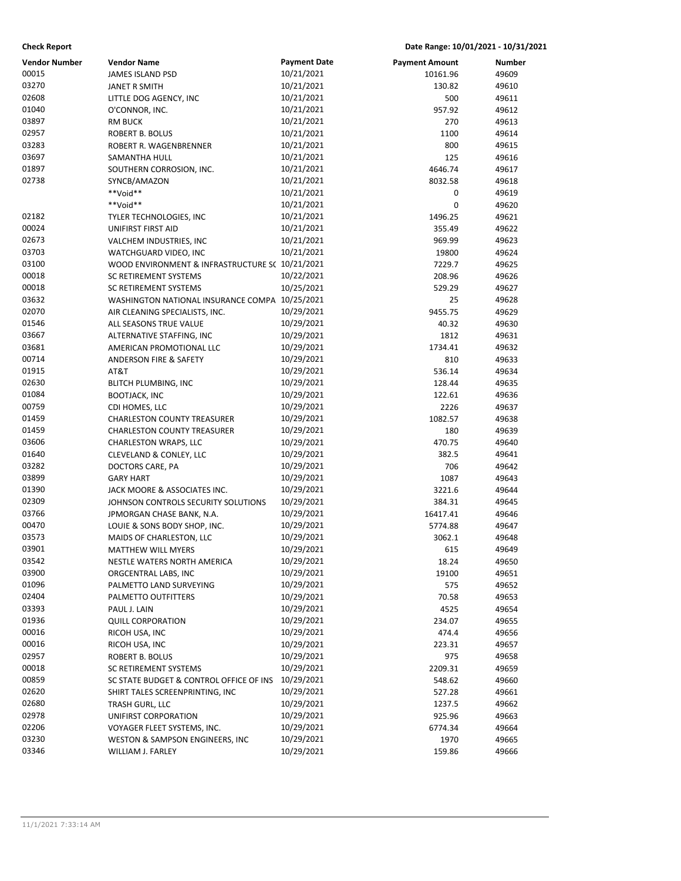**Check Report** Date Range: 10/01/2021 - 10/31/2021

| Vendor Number | Vendor Name | Payment Date | Payment Amount | Number |
|---|---|---|---|---|
| 00015 | JAMES ISLAND PSD | 10/21/2021 | 10161.96 | 49609 |
| 03270 | JANET R SMITH | 10/21/2021 | 130.82 | 49610 |
| 02608 | LITTLE DOG AGENCY, INC | 10/21/2021 | 500 | 49611 |
| 01040 | O'CONNOR, INC. | 10/21/2021 | 957.92 | 49612 |
| 03897 | RM BUCK | 10/21/2021 | 270 | 49613 |
| 02957 | ROBERT B. BOLUS | 10/21/2021 | 1100 | 49614 |
| 03283 | ROBERT R. WAGENBRENNER | 10/21/2021 | 800 | 49615 |
| 03697 | SAMANTHA HULL | 10/21/2021 | 125 | 49616 |
| 01897 | SOUTHERN CORROSION, INC. | 10/21/2021 | 4646.74 | 49617 |
| 02738 | SYNCB/AMAZON | 10/21/2021 | 8032.58 | 49618 |
| | **Void** | 10/21/2021 | 0 | 49619 |
| | **Void** | 10/21/2021 | 0 | 49620 |
| 02182 | TYLER TECHNOLOGIES, INC | 10/21/2021 | 1496.25 | 49621 |
| 00024 | UNIFIRST FIRST AID | 10/21/2021 | 355.49 | 49622 |
| 02673 | VALCHEM INDUSTRIES, INC | 10/21/2021 | 969.99 | 49623 |
| 03703 | WATCHGUARD VIDEO, INC | 10/21/2021 | 19800 | 49624 |
| 03100 | WOOD ENVIRONMENT & INFRASTRUCTURE SC | 10/21/2021 | 7229.7 | 49625 |
| 00018 | SC RETIREMENT SYSTEMS | 10/22/2021 | 208.96 | 49626 |
| 00018 | SC RETIREMENT SYSTEMS | 10/25/2021 | 529.29 | 49627 |
| 03632 | WASHINGTON NATIONAL INSURANCE COMPA | 10/25/2021 | 25 | 49628 |
| 02070 | AIR CLEANING SPECIALISTS, INC. | 10/29/2021 | 9455.75 | 49629 |
| 01546 | ALL SEASONS TRUE VALUE | 10/29/2021 | 40.32 | 49630 |
| 03667 | ALTERNATIVE STAFFING, INC | 10/29/2021 | 1812 | 49631 |
| 03681 | AMERICAN PROMOTIONAL LLC | 10/29/2021 | 1734.41 | 49632 |
| 00714 | ANDERSON FIRE & SAFETY | 10/29/2021 | 810 | 49633 |
| 01915 | AT&T | 10/29/2021 | 536.14 | 49634 |
| 02630 | BLITCH PLUMBING, INC | 10/29/2021 | 128.44 | 49635 |
| 01084 | BOOTJACK, INC | 10/29/2021 | 122.61 | 49636 |
| 00759 | CDI HOMES, LLC | 10/29/2021 | 2226 | 49637 |
| 01459 | CHARLESTON COUNTY TREASURER | 10/29/2021 | 1082.57 | 49638 |
| 01459 | CHARLESTON COUNTY TREASURER | 10/29/2021 | 180 | 49639 |
| 03606 | CHARLESTON WRAPS, LLC | 10/29/2021 | 470.75 | 49640 |
| 01640 | CLEVELAND & CONLEY, LLC | 10/29/2021 | 382.5 | 49641 |
| 03282 | DOCTORS CARE, PA | 10/29/2021 | 706 | 49642 |
| 03899 | GARY HART | 10/29/2021 | 1087 | 49643 |
| 01390 | JACK MOORE & ASSOCIATES INC. | 10/29/2021 | 3221.6 | 49644 |
| 02309 | JOHNSON CONTROLS SECURITY SOLUTIONS | 10/29/2021 | 384.31 | 49645 |
| 03766 | JPMORGAN CHASE BANK, N.A. | 10/29/2021 | 16417.41 | 49646 |
| 00470 | LOUIE & SONS BODY SHOP, INC. | 10/29/2021 | 5774.88 | 49647 |
| 03573 | MAIDS OF CHARLESTON, LLC | 10/29/2021 | 3062.1 | 49648 |
| 03901 | MATTHEW WILL MYERS | 10/29/2021 | 615 | 49649 |
| 03542 | NESTLE WATERS NORTH AMERICA | 10/29/2021 | 18.24 | 49650 |
| 03900 | ORGCENTRAL LABS, INC | 10/29/2021 | 19100 | 49651 |
| 01096 | PALMETTO LAND SURVEYING | 10/29/2021 | 575 | 49652 |
| 02404 | PALMETTO OUTFITTERS | 10/29/2021 | 70.58 | 49653 |
| 03393 | PAUL J. LAIN | 10/29/2021 | 4525 | 49654 |
| 01936 | QUILL CORPORATION | 10/29/2021 | 234.07 | 49655 |
| 00016 | RICOH USA, INC | 10/29/2021 | 474.4 | 49656 |
| 00016 | RICOH USA, INC | 10/29/2021 | 223.31 | 49657 |
| 02957 | ROBERT B. BOLUS | 10/29/2021 | 975 | 49658 |
| 00018 | SC RETIREMENT SYSTEMS | 10/29/2021 | 2209.31 | 49659 |
| 00859 | SC STATE BUDGET & CONTROL OFFICE OF INS | 10/29/2021 | 548.62 | 49660 |
| 02620 | SHIRT TALES SCREENPRINTING, INC | 10/29/2021 | 527.28 | 49661 |
| 02680 | TRASH GURL, LLC | 10/29/2021 | 1237.5 | 49662 |
| 02978 | UNIFIRST CORPORATION | 10/29/2021 | 925.96 | 49663 |
| 02206 | VOYAGER FLEET SYSTEMS, INC. | 10/29/2021 | 6774.34 | 49664 |
| 03230 | WESTON & SAMPSON ENGINEERS, INC | 10/29/2021 | 1970 | 49665 |
| 03346 | WILLIAM J. FARLEY | 10/29/2021 | 159.86 | 49666 |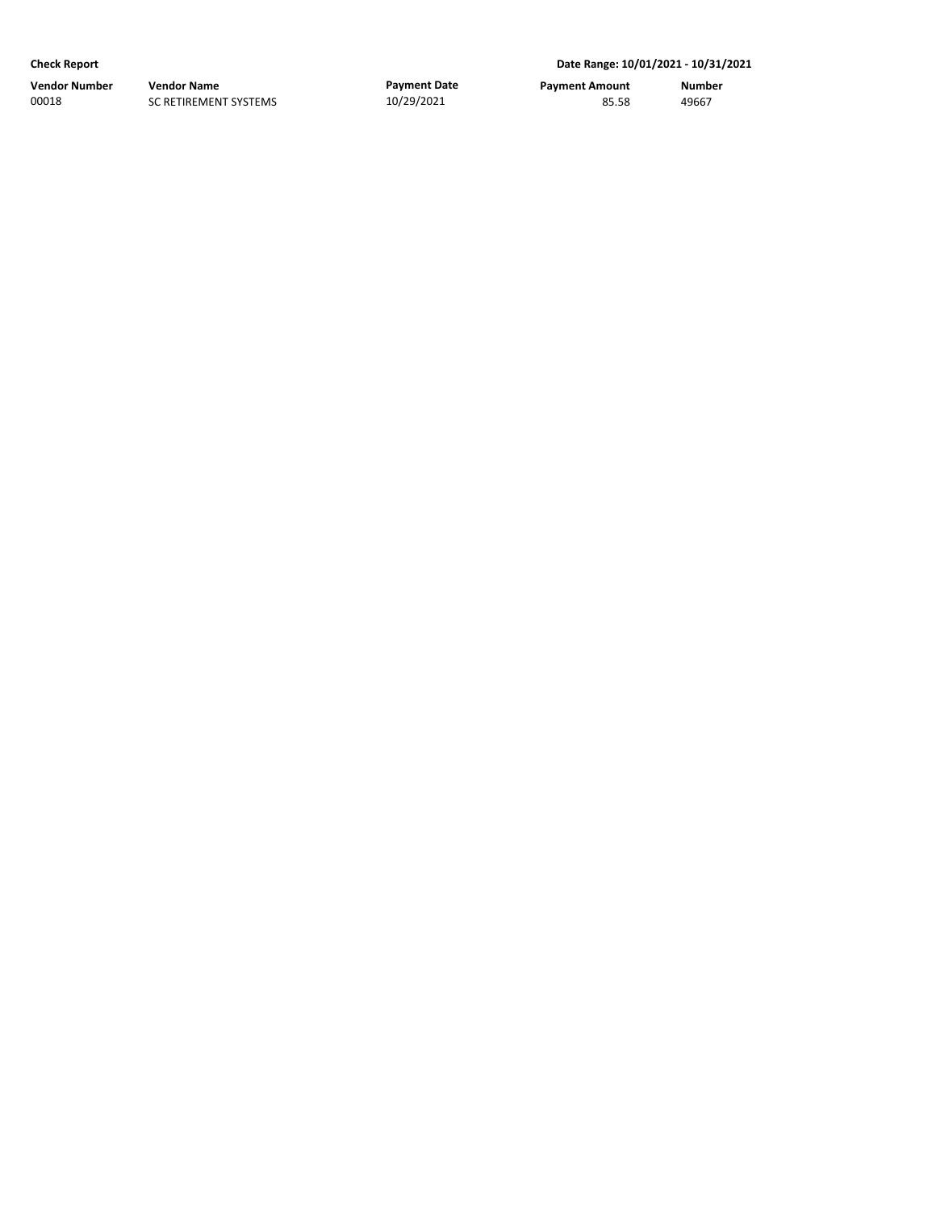| Vendor Number | Vendor Name | Payment Date | Payment Amount | Number |
|---|---|---|---|---|
| 00018 | SC RETIREMENT SYSTEMS | 10/29/2021 | 85.58 | 49667 |